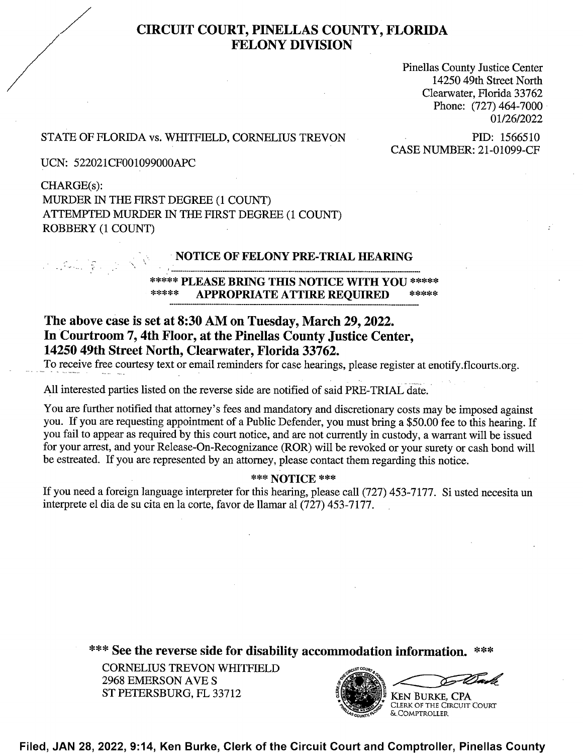# CIRCUIT COURT, PINELLAS COUNTY, FLORIDA
## FELONY DIVISION

Pinellas County Justice Center
14250 49th Street North
Clearwater, Florida 33762
Phone: (727) 464-7000
01/26/2022

STATE OF FLORIDA vs. WHITFIELD, CORNELIUS TREVON

PID: 1566510
CASE NUMBER: 21-01099-CF

UCN: 522021CF001099000APC

CHARGE(s):
MURDER IN THE FIRST DEGREE (1 COUNT)
ATTEMPTED MURDER IN THE FIRST DEGREE (1 COUNT)
ROBBERY (1 COUNT)

**NOTICE OF FELONY PRE-TRIAL HEARING**

**\*\*\*\*\* PLEASE BRING THIS NOTICE WITH YOU \*\*\*\*\***
**\*\*\*\*\* APPROPRIATE ATTIRE REQUIRED \*\*\*\*\***

**The above case is set at 8:30 AM on Tuesday, March 29, 2022.**
**In Courtroom 7, 4th Floor, at the Pinellas County Justice Center,**
**14250 49th Street North, Clearwater, Florida 33762.**

To receive free courtesy text or email reminders for case hearings, please register at enotify.flcourts.org.

All interested parties listed on the reverse side are notified of said PRE-TRIAL date.

You are further notified that attorney's fees and mandatory and discretionary costs may be imposed against you. If you are requesting appointment of a Public Defender, you must bring a $50.00 fee to this hearing. If you fail to appear as required by this court notice, and are not currently in custody, a warrant will be issued for your arrest, and your Release-On-Recognizance (ROR) will be revoked or your surety or cash bond will be estreated. If you are represented by an attorney, please contact them regarding this notice.

**\*\*\* NOTICE \*\*\***

If you need a foreign language interpreter for this hearing, please call (727) 453-7177. Si usted necesita un interprete el dia de su cita en la corte, favor de llamar al (727) 453-7177.

**\*\*\* See the reverse side for disability accommodation information. \*\*\***

CORNELIUS TREVON WHITFIELD
2968 EMERSON AVE S
ST PETERSBURG, FL 33712

KEN BURKE, CPA
CLERK OF THE CIRCUIT COURT
& COMPTROLLER

**Filed, JAN 28, 2022, 9:14, Ken Burke, Clerk of the Circuit Court and Comptroller, Pinellas County**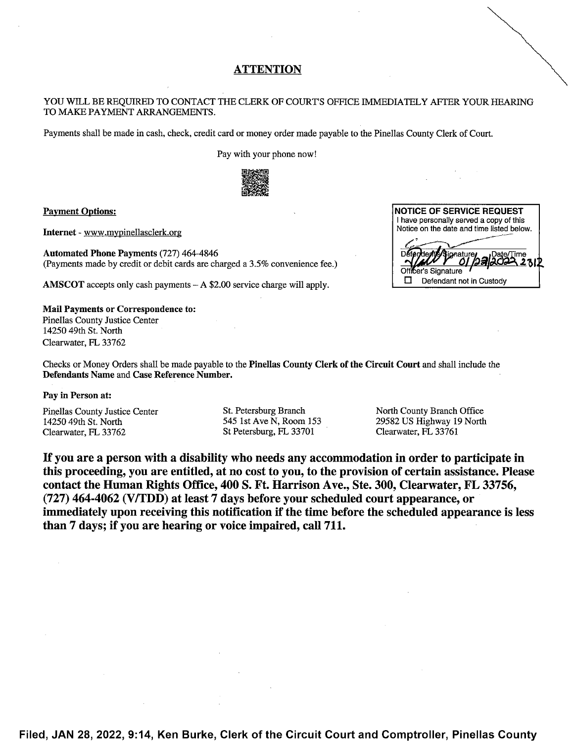## ATTENTION

YOU WILL BE REQUIRED TO CONTACT THE CLERK OF COURT'S OFFICE IMMEDIATELY AFTER YOUR HEARING TO MAKE PAYMENT ARRANGEMENTS.

Payments shall be made in cash, check, credit card or money order made payable to the Pinellas County Clerk of Court.

Pay with your phone now!

**NOTICE OF SERVICE REQUEST**
I have personally served a copy of this Notice on the date and time listed below.

Defendant's Signature / Date/Time 01/22/2022 2312
Officer's Signature
☐ Defendant not in Custody

**Payment Options:**

**Internet** - www.mypinellasclerk.org

**Automated Phone Payments** (727) 464-4846
(Payments made by credit or debit cards are charged a 3.5% convenience fee.)

**AMSCOT** accepts only cash payments – A $2.00 service charge will apply.

**Mail Payments or Correspondence to:**
Pinellas County Justice Center
14250 49th St. North
Clearwater, FL 33762

Checks or Money Orders shall be made payable to the **Pinellas County Clerk of the Circuit Court** and shall include the **Defendants Name** and **Case Reference Number.**

**Pay in Person at:**

Pinellas County Justice Center
14250 49th St. North
Clearwater, FL 33762

St. Petersburg Branch
545 1st Ave N, Room 153
St Petersburg, FL 33701

North County Branch Office
29582 US Highway 19 North
Clearwater, FL 33761

**If you are a person with a disability who needs any accommodation in order to participate in this proceeding, you are entitled, at no cost to you, to the provision of certain assistance. Please contact the Human Rights Office, 400 S. Ft. Harrison Ave., Ste. 300, Clearwater, FL 33756, (727) 464-4062 (V/TDD) at least 7 days before your scheduled court appearance, or immediately upon receiving this notification if the time before the scheduled appearance is less than 7 days; if you are hearing or voice impaired, call 711.**

Filed, JAN 28, 2022, 9:14, Ken Burke, Clerk of the Circuit Court and Comptroller, Pinellas County